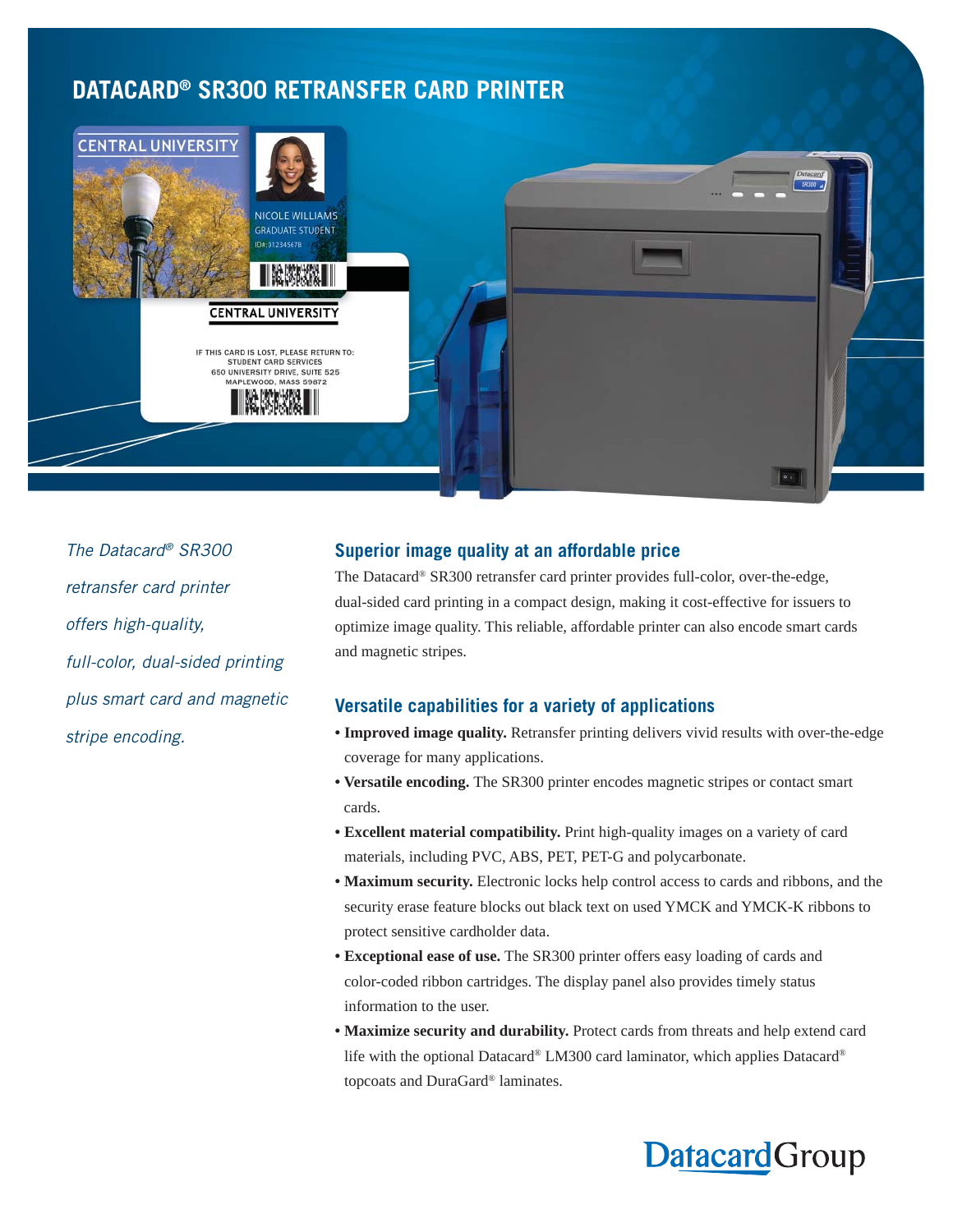# DATACARD® SR300 RETRANSFER CARD PRINTER

*The Datacard® SR300 retransfer card printer offers high-quality, full-color, dual-sided printing plus smart card and magnetic stripe encoding.*

## Superior image quality at an affordable price

The Datacard® SR300 retransfer card printer provides full-color, over-the-edge, dual-sided card printing in a compact design, making it cost-effective for issuers to optimize image quality. This reliable, affordable printer can also encode smart cards and magnetic stripes.

## Versatile capabilities for a variety of applications

- **Improved image quality.** Retransfer printing delivers vivid results with over-the-edge coverage for many applications.
- **Versatile encoding.** The SR300 printer encodes magnetic stripes or contact smart cards.
- **Excellent material compatibility.** Print high-quality images on a variety of card materials, including PVC, ABS, PET, PET-G and polycarbonate.
- **Maximum security.** Electronic locks help control access to cards and ribbons, and the security erase feature blocks out black text on used YMCK and YMCK-K ribbons to protect sensitive cardholder data.
- **Exceptional ease of use.** The SR300 printer offers easy loading of cards and color-coded ribbon cartridges. The display panel also provides timely status information to the user.
- **Maximize security and durability.** Protect cards from threats and help extend card life with the optional Datacard® LM300 card laminator, which applies Datacard® topcoats and DuraGard® laminates.

DatacardGroup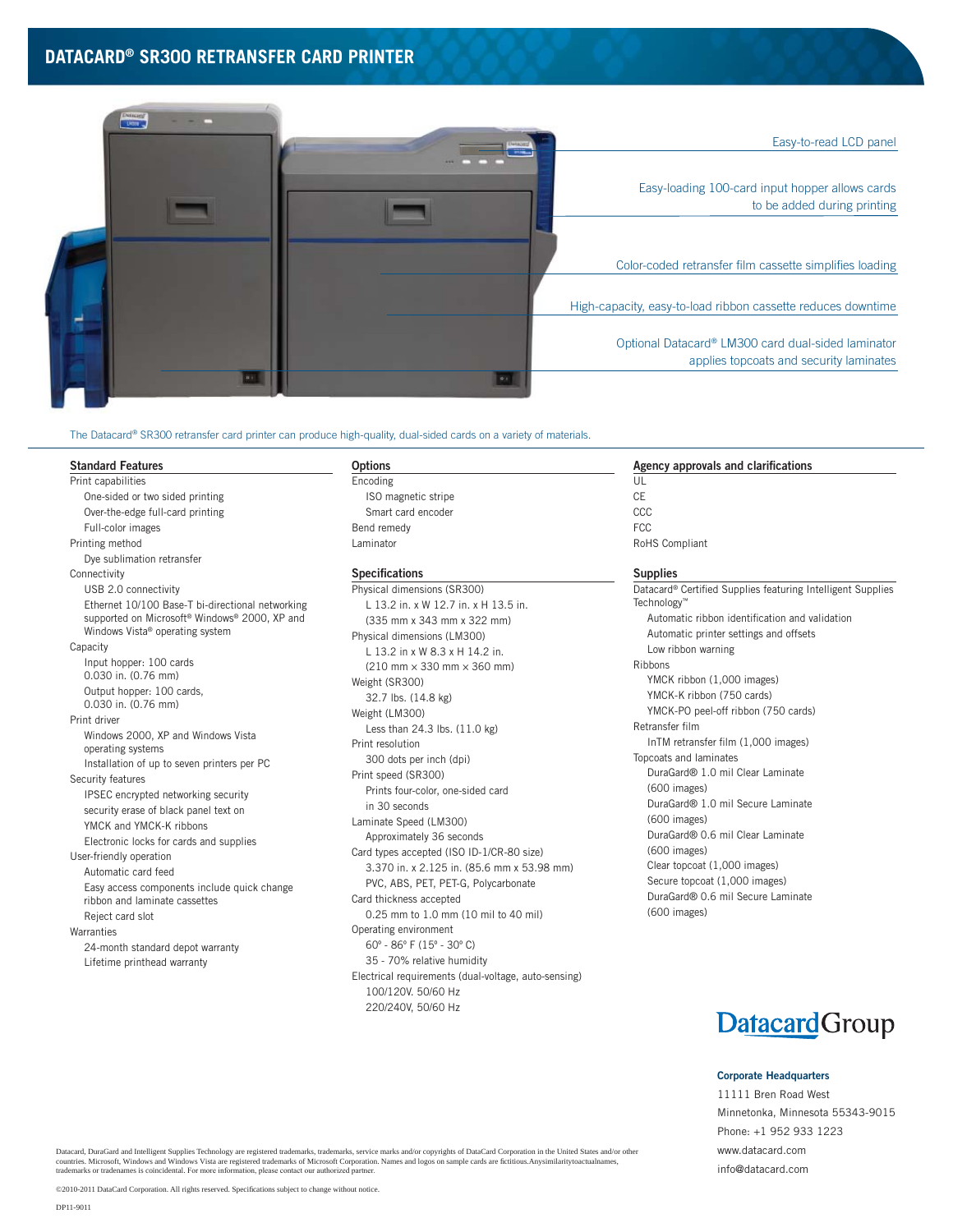# DATACARD® SR300 RETRANSFER CARD PRINTER

Easy-to-read LCD panel

Easy-loading 100-card input hopper allows cards to be added during printing

Color-coded retransfer film cassette simplifies loading

High-capacity, easy-to-load ribbon cassette reduces downtime

Optional Datacard® LM300 card dual-sided laminator applies topcoats and security laminates

The Datacard® SR300 retransfer card printer can produce high-quality, dual-sided cards on a variety of materials.

## Standard Features

Print capabilities
- One-sided or two sided printing
- Over-the-edge full-card printing
- Full-color images

Printing method
- Dye sublimation retransfer

Connectivity
- USB 2.0 connectivity
- Ethernet 10/100 Base-T bi-directional networking supported on Microsoft® Windows® 2000, XP and Windows Vista® operating system

Capacity
- Input hopper: 100 cards 0.030 in. (0.76 mm)
- Output hopper: 100 cards, 0.030 in. (0.76 mm)

Print driver
- Windows 2000, XP and Windows Vista operating systems
- Installation of up to seven printers per PC

Security features
- IPSEC encrypted networking security
- security erase of black panel text on YMCK and YMCK-K ribbons
- Electronic locks for cards and supplies

User-friendly operation
- Automatic card feed
- Easy access components include quick change ribbon and laminate cassettes
- Reject card slot

Warranties
- 24-month standard depot warranty
- Lifetime printhead warranty

## Options

Encoding
- ISO magnetic stripe
- Smart card encoder

Bend remedy

Laminator

## Specifications

Physical dimensions (SR300)
- L 13.2 in. x W 12.7 in. x H 13.5 in. (335 mm x 343 mm x 322 mm)

Physical dimensions (LM300)
- L 13.2 in x W 8.3 x H 14.2 in. (210 mm × 330 mm × 360 mm)

Weight (SR300)
- 32.7 lbs. (14.8 kg)

Weight (LM300)
- Less than 24.3 lbs. (11.0 kg)

Print resolution
- 300 dots per inch (dpi)

Print speed (SR300)
- Prints four-color, one-sided card in 30 seconds

Laminate Speed (LM300)
- Approximately 36 seconds

Card types accepted (ISO ID-1/CR-80 size)
- 3.370 in. x 2.125 in. (85.6 mm x 53.98 mm)
- PVC, ABS, PET, PET-G, Polycarbonate

Card thickness accepted
- 0.25 mm to 1.0 mm (10 mil to 40 mil)

Operating environment
- 60° - 86° F (15° - 30° C)
- 35 - 70% relative humidity

Electrical requirements (dual-voltage, auto-sensing)
- 100/120V. 50/60 Hz
- 220/240V, 50/60 Hz

## Agency approvals and clarifications

UL

CE

CCC

FCC

RoHS Compliant

## Supplies

Datacard® Certified Supplies featuring Intelligent Supplies Technology™
- Automatic ribbon identification and validation
- Automatic printer settings and offsets
- Low ribbon warning

Ribbons
- YMCK ribbon (1,000 images)
- YMCK-K ribbon (750 cards)
- YMCK-PO peel-off ribbon (750 cards)

Retransfer film
- InTM retransfer film (1,000 images)

Topcoats and laminates
- DuraGard® 1.0 mil Clear Laminate (600 images)
- DuraGard® 1.0 mil Secure Laminate (600 images)
- DuraGard® 0.6 mil Clear Laminate (600 images)
- Clear topcoat (1,000 images)
- Secure topcoat (1,000 images)
- DuraGard® 0.6 mil Secure Laminate (600 images)

DatacardGroup

**Corporate Headquarters**

11111 Bren Road West
Minnetonka, Minnesota 55343-9015
Phone: +1 952 933 1223
www.datacard.com
info@datacard.com

Datacard, DuraGard and Intelligent Supplies Technology are registered trademarks, trademarks, service marks and/or copyrights of DataCard Corporation in the United States and/or other countries. Microsoft, Windows and Windows Vista are registered trademarks of Microsoft Corporation. Names and logos on sample cards are fictitious.Anysimilaritytoactualnames, trademarks or tradenames is coincidental. For more information, please contact our authorized partner.

©2010-2011 DataCard Corporation. All rights reserved. Specifications subject to change without notice.

DP11-9011